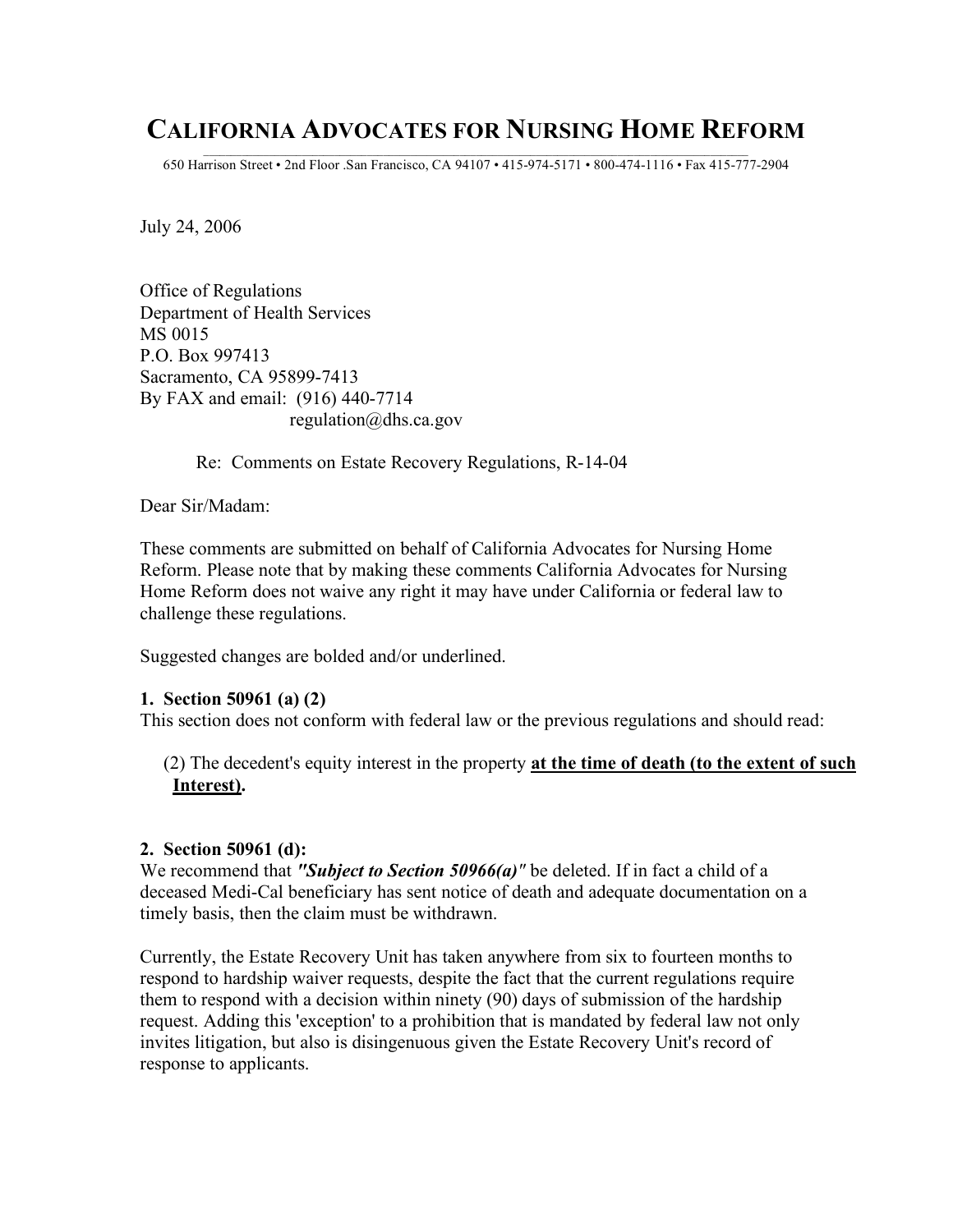# CALIFORNIA ADVOCATES FOR NURSING HOME REFORM

650 Harrison Street • 2nd Floor .San Francisco, CA 94107 • 415-974-5171 • 800-474-1116 • Fax 415-777-2904

July 24, 2006

Office of Regulations
Department of Health Services
MS 0015
P.O. Box 997413
Sacramento, CA 95899-7413
By FAX and email: (916) 440-7714
regulation@dhs.ca.gov

Re: Comments on Estate Recovery Regulations, R-14-04

Dear Sir/Madam:

These comments are submitted on behalf of California Advocates for Nursing Home Reform. Please note that by making these comments California Advocates for Nursing Home Reform does not waive any right it may have under California or federal law to challenge these regulations.

Suggested changes are bolded and/or underlined.

**1. Section 50961 (a) (2)**
This section does not conform with federal law or the previous regulations and should read:

(2) The decedent's equity interest in the property <u>**at the time of death (to the extent of such Interest)**</u>**.**

**2. Section 50961 (d):**
We recommend that ***"Subject to Section 50966(a)"*** be deleted. If in fact a child of a deceased Medi-Cal beneficiary has sent notice of death and adequate documentation on a timely basis, then the claim must be withdrawn.

Currently, the Estate Recovery Unit has taken anywhere from six to fourteen months to respond to hardship waiver requests, despite the fact that the current regulations require them to respond with a decision within ninety (90) days of submission of the hardship request. Adding this 'exception' to a prohibition that is mandated by federal law not only invites litigation, but also is disingenuous given the Estate Recovery Unit's record of response to applicants.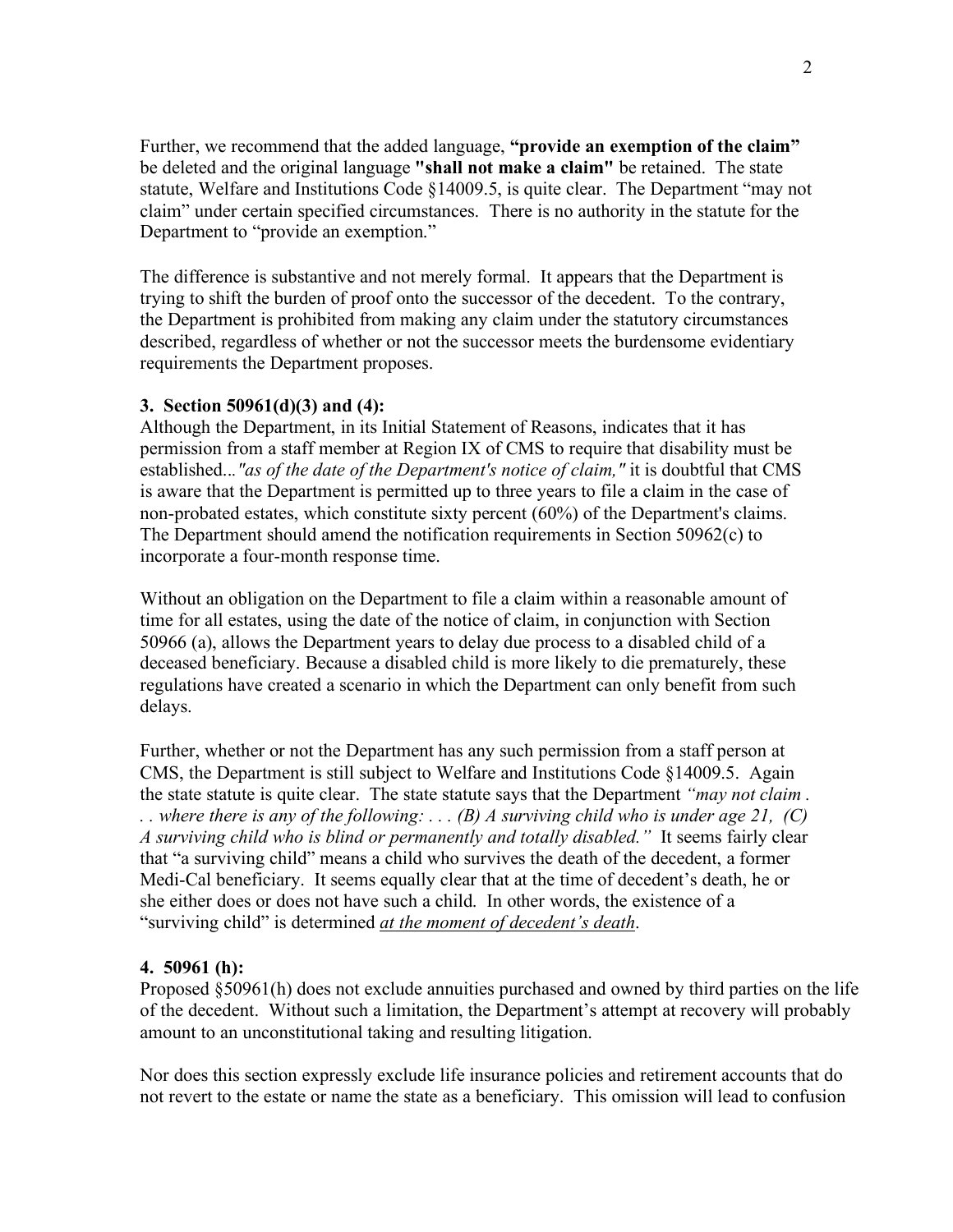Further, we recommend that the added language, **"provide an exemption of the claim"** be deleted and the original language **"shall not make a claim"** be retained. The state statute, Welfare and Institutions Code §14009.5, is quite clear. The Department "may not claim" under certain specified circumstances. There is no authority in the statute for the Department to "provide an exemption."

The difference is substantive and not merely formal. It appears that the Department is trying to shift the burden of proof onto the successor of the decedent. To the contrary, the Department is prohibited from making any claim under the statutory circumstances described, regardless of whether or not the successor meets the burdensome evidentiary requirements the Department proposes.

**3. Section 50961(d)(3) and (4):**
Although the Department, in its Initial Statement of Reasons, indicates that it has permission from a staff member at Region IX of CMS to require that disability must be established...*"as of the date of the Department's notice of claim,"* it is doubtful that CMS is aware that the Department is permitted up to three years to file a claim in the case of non-probated estates, which constitute sixty percent (60%) of the Department's claims. The Department should amend the notification requirements in Section 50962(c) to incorporate a four-month response time.

Without an obligation on the Department to file a claim within a reasonable amount of time for all estates, using the date of the notice of claim, in conjunction with Section 50966 (a), allows the Department years to delay due process to a disabled child of a deceased beneficiary. Because a disabled child is more likely to die prematurely, these regulations have created a scenario in which the Department can only benefit from such delays.

Further, whether or not the Department has any such permission from a staff person at CMS, the Department is still subject to Welfare and Institutions Code §14009.5. Again the state statute is quite clear. The state statute says that the Department *"may not claim . . . where there is any of the following: . . . (B) A surviving child who is under age 21, (C) A surviving child who is blind or permanently and totally disabled."* It seems fairly clear that "a surviving child" means a child who survives the death of the decedent, a former Medi-Cal beneficiary. It seems equally clear that at the time of decedent's death, he or she either does or does not have such a child. In other words, the existence of a "surviving child" is determined *at the moment of decedent's death*.

**4. 50961 (h):**
Proposed §50961(h) does not exclude annuities purchased and owned by third parties on the life of the decedent. Without such a limitation, the Department's attempt at recovery will probably amount to an unconstitutional taking and resulting litigation.

Nor does this section expressly exclude life insurance policies and retirement accounts that do not revert to the estate or name the state as a beneficiary. This omission will lead to confusion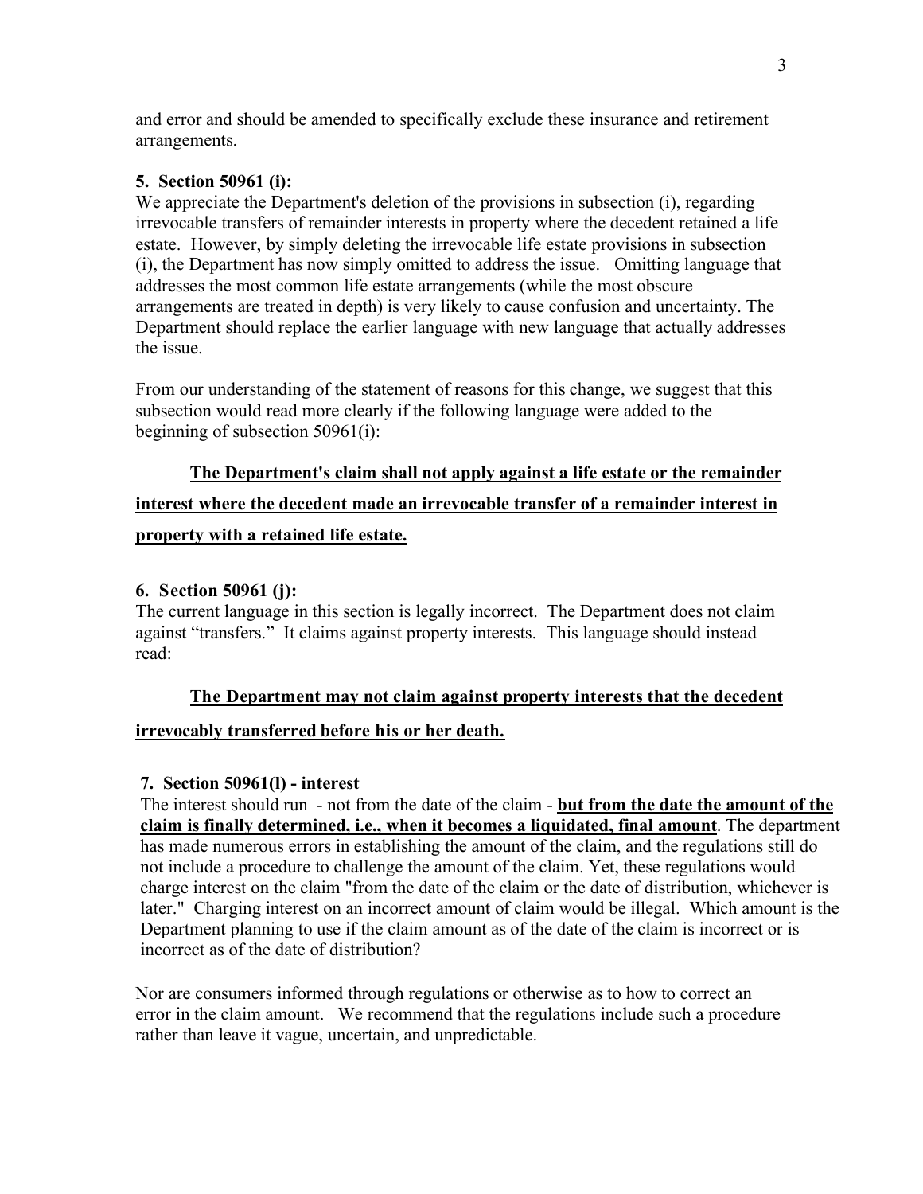and error and should be amended to specifically exclude these insurance and retirement arrangements.

**5. Section 50961 (i):**
We appreciate the Department's deletion of the provisions in subsection (i), regarding irrevocable transfers of remainder interests in property where the decedent retained a life estate. However, by simply deleting the irrevocable life estate provisions in subsection (i), the Department has now simply omitted to address the issue. Omitting language that addresses the most common life estate arrangements (while the most obscure arrangements are treated in depth) is very likely to cause confusion and uncertainty. The Department should replace the earlier language with new language that actually addresses the issue.

From our understanding of the statement of reasons for this change, we suggest that this subsection would read more clearly if the following language were added to the beginning of subsection 50961(i):

<u>**The Department's claim shall not apply against a life estate or the remainder interest where the decedent made an irrevocable transfer of a remainder interest in property with a retained life estate.**</u>

**6. Section 50961 (j):**
The current language in this section is legally incorrect. The Department does not claim against "transfers." It claims against property interests. This language should instead read:

<u>**The Department may not claim against property interests that the decedent irrevocably transferred before his or her death.**</u>

**7. Section 50961(l) - interest**
The interest should run - not from the date of the claim - <u>**but from the date the amount of the claim is finally determined, i.e., when it becomes a liquidated, final amount**</u>. The department has made numerous errors in establishing the amount of the claim, and the regulations still do not include a procedure to challenge the amount of the claim. Yet, these regulations would charge interest on the claim "from the date of the claim or the date of distribution, whichever is later." Charging interest on an incorrect amount of claim would be illegal. Which amount is the Department planning to use if the claim amount as of the date of the claim is incorrect or is incorrect as of the date of distribution?

Nor are consumers informed through regulations or otherwise as to how to correct an error in the claim amount. We recommend that the regulations include such a procedure rather than leave it vague, uncertain, and unpredictable.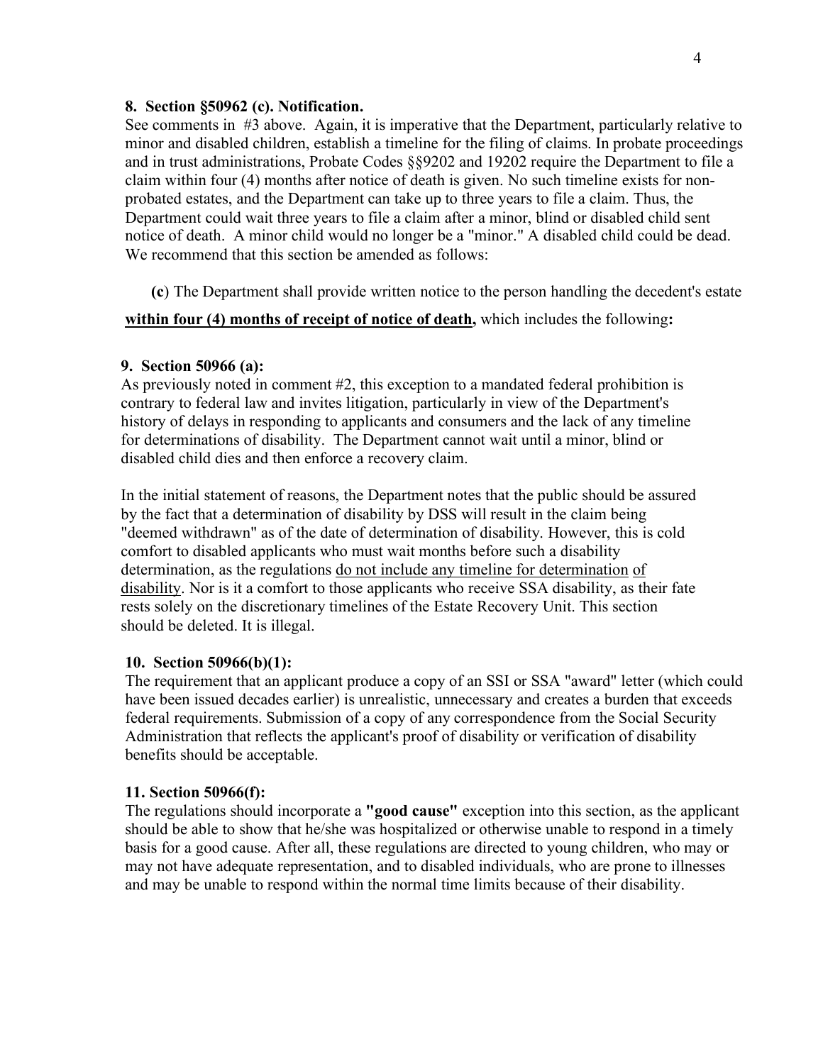**8. Section §50962 (c). Notification.**

See comments in #3 above. Again, it is imperative that the Department, particularly relative to minor and disabled children, establish a timeline for the filing of claims. In probate proceedings and in trust administrations, Probate Codes §§9202 and 19202 require the Department to file a claim within four (4) months after notice of death is given. No such timeline exists for non-probated estates, and the Department can take up to three years to file a claim. Thus, the Department could wait three years to file a claim after a minor, blind or disabled child sent notice of death. A minor child would no longer be a "minor." A disabled child could be dead. We recommend that this section be amended as follows:

**(c**) The Department shall provide written notice to the person handling the decedent's estate **<u>within four (4) months of receipt of notice of death</u>,** which includes the following**:**

**9. Section 50966 (a):**

As previously noted in comment #2, this exception to a mandated federal prohibition is contrary to federal law and invites litigation, particularly in view of the Department's history of delays in responding to applicants and consumers and the lack of any timeline for determinations of disability. The Department cannot wait until a minor, blind or disabled child dies and then enforce a recovery claim.

In the initial statement of reasons, the Department notes that the public should be assured by the fact that a determination of disability by DSS will result in the claim being "deemed withdrawn" as of the date of determination of disability. However, this is cold comfort to disabled applicants who must wait months before such a disability determination, as the regulations <u>do not include any timeline for determination of disability</u>. Nor is it a comfort to those applicants who receive SSA disability, as their fate rests solely on the discretionary timelines of the Estate Recovery Unit. This section should be deleted. It is illegal.

**10. Section 50966(b)(1):**

The requirement that an applicant produce a copy of an SSI or SSA "award" letter (which could have been issued decades earlier) is unrealistic, unnecessary and creates a burden that exceeds federal requirements. Submission of a copy of any correspondence from the Social Security Administration that reflects the applicant's proof of disability or verification of disability benefits should be acceptable.

**11. Section 50966(f):**

The regulations should incorporate a **"good cause"** exception into this section, as the applicant should be able to show that he/she was hospitalized or otherwise unable to respond in a timely basis for a good cause. After all, these regulations are directed to young children, who may or may not have adequate representation, and to disabled individuals, who are prone to illnesses and may be unable to respond within the normal time limits because of their disability.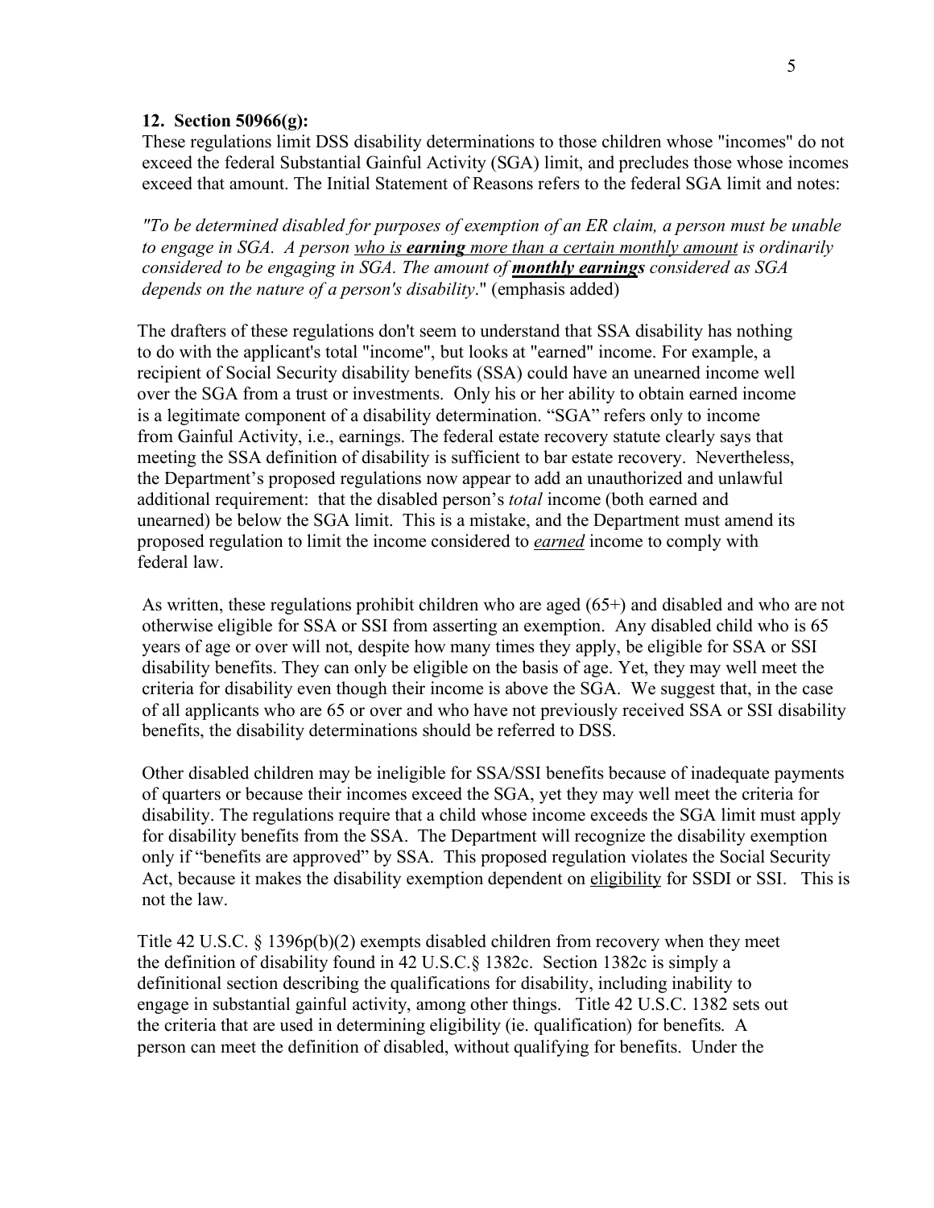**12. Section 50966(g):**

These regulations limit DSS disability determinations to those children whose "incomes" do not exceed the federal Substantial Gainful Activity (SGA) limit, and precludes those whose incomes exceed that amount. The Initial Statement of Reasons refers to the federal SGA limit and notes:

*"To be determined disabled for purposes of exemption of an ER claim, a person must be unable to engage in SGA. A person <u>who is **earning** more than a certain monthly amount</u> is ordinarily considered to be engaging in SGA. The amount of <u>**monthly earnings**</u> considered as SGA depends on the nature of a person's disability*." (emphasis added)

The drafters of these regulations don't seem to understand that SSA disability has nothing to do with the applicant's total "income", but looks at "earned" income. For example, a recipient of Social Security disability benefits (SSA) could have an unearned income well over the SGA from a trust or investments. Only his or her ability to obtain earned income is a legitimate component of a disability determination. "SGA" refers only to income from Gainful Activity, i.e., earnings. The federal estate recovery statute clearly says that meeting the SSA definition of disability is sufficient to bar estate recovery. Nevertheless, the Department's proposed regulations now appear to add an unauthorized and unlawful additional requirement: that the disabled person's *total* income (both earned and unearned) be below the SGA limit. This is a mistake, and the Department must amend its proposed regulation to limit the income considered to <u>*earned*</u> income to comply with federal law.

As written, these regulations prohibit children who are aged (65+) and disabled and who are not otherwise eligible for SSA or SSI from asserting an exemption. Any disabled child who is 65 years of age or over will not, despite how many times they apply, be eligible for SSA or SSI disability benefits. They can only be eligible on the basis of age. Yet, they may well meet the criteria for disability even though their income is above the SGA. We suggest that, in the case of all applicants who are 65 or over and who have not previously received SSA or SSI disability benefits, the disability determinations should be referred to DSS.

Other disabled children may be ineligible for SSA/SSI benefits because of inadequate payments of quarters or because their incomes exceed the SGA, yet they may well meet the criteria for disability. The regulations require that a child whose income exceeds the SGA limit must apply for disability benefits from the SSA. The Department will recognize the disability exemption only if "benefits are approved" by SSA. This proposed regulation violates the Social Security Act, because it makes the disability exemption dependent on <u>eligibility</u> for SSDI or SSI. This is not the law.

Title 42 U.S.C. § 1396p(b)(2) exempts disabled children from recovery when they meet the definition of disability found in 42 U.S.C.§ 1382c. Section 1382c is simply a definitional section describing the qualifications for disability, including inability to engage in substantial gainful activity, among other things. Title 42 U.S.C. 1382 sets out the criteria that are used in determining eligibility (ie. qualification) for benefits. A person can meet the definition of disabled, without qualifying for benefits. Under the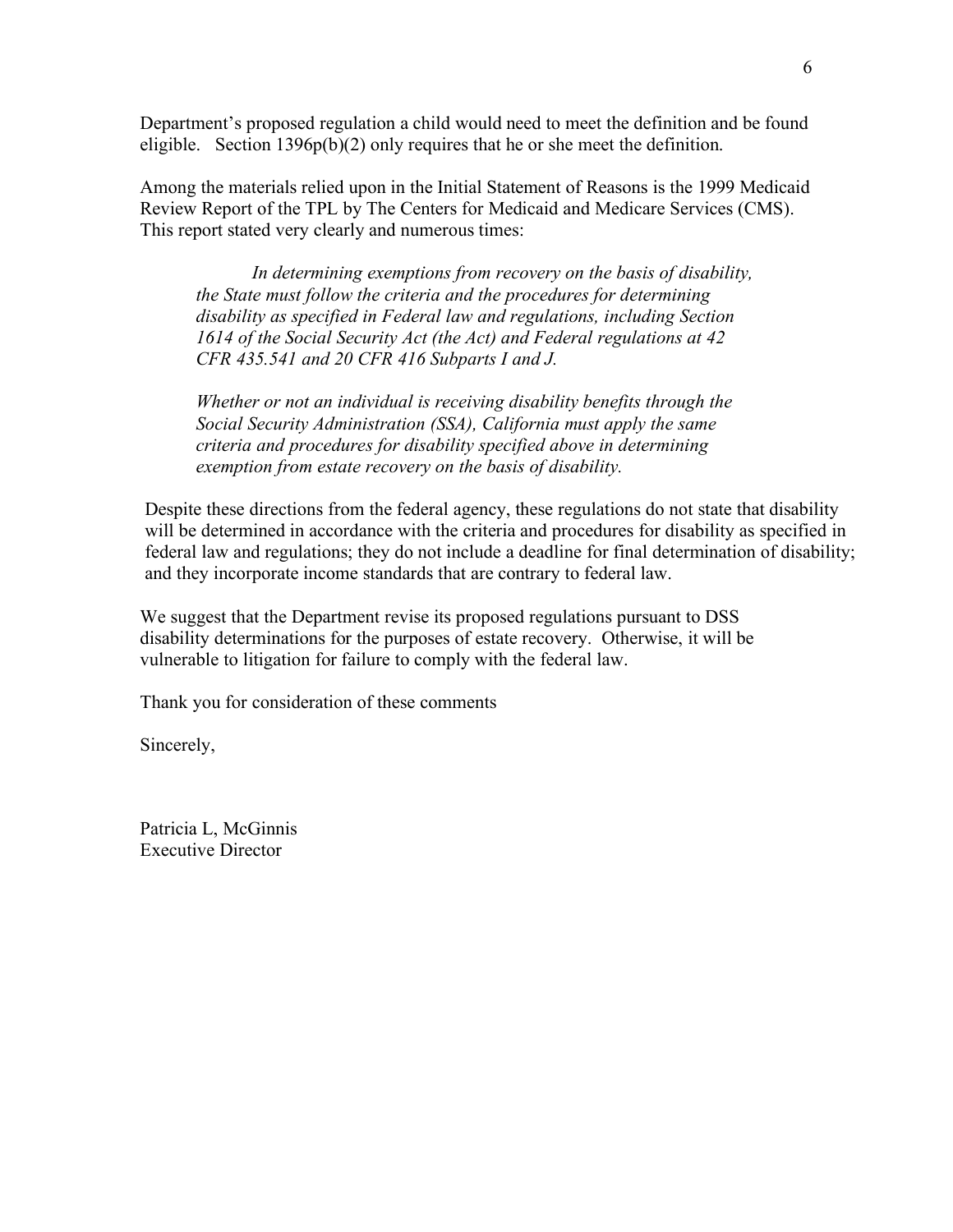Department's proposed regulation a child would need to meet the definition and be found eligible. Section 1396p(b)(2) only requires that he or she meet the definition.

Among the materials relied upon in the Initial Statement of Reasons is the 1999 Medicaid Review Report of the TPL by The Centers for Medicaid and Medicare Services (CMS). This report stated very clearly and numerous times:

> *In determining exemptions from recovery on the basis of disability, the State must follow the criteria and the procedures for determining disability as specified in Federal law and regulations, including Section 1614 of the Social Security Act (the Act) and Federal regulations at 42 CFR 435.541 and 20 CFR 416 Subparts I and J.*
>
> *Whether or not an individual is receiving disability benefits through the Social Security Administration (SSA), California must apply the same criteria and procedures for disability specified above in determining exemption from estate recovery on the basis of disability.*

Despite these directions from the federal agency, these regulations do not state that disability will be determined in accordance with the criteria and procedures for disability as specified in federal law and regulations; they do not include a deadline for final determination of disability; and they incorporate income standards that are contrary to federal law.

We suggest that the Department revise its proposed regulations pursuant to DSS disability determinations for the purposes of estate recovery. Otherwise, it will be vulnerable to litigation for failure to comply with the federal law.

Thank you for consideration of these comments

Sincerely,

Patricia L, McGinnis
Executive Director